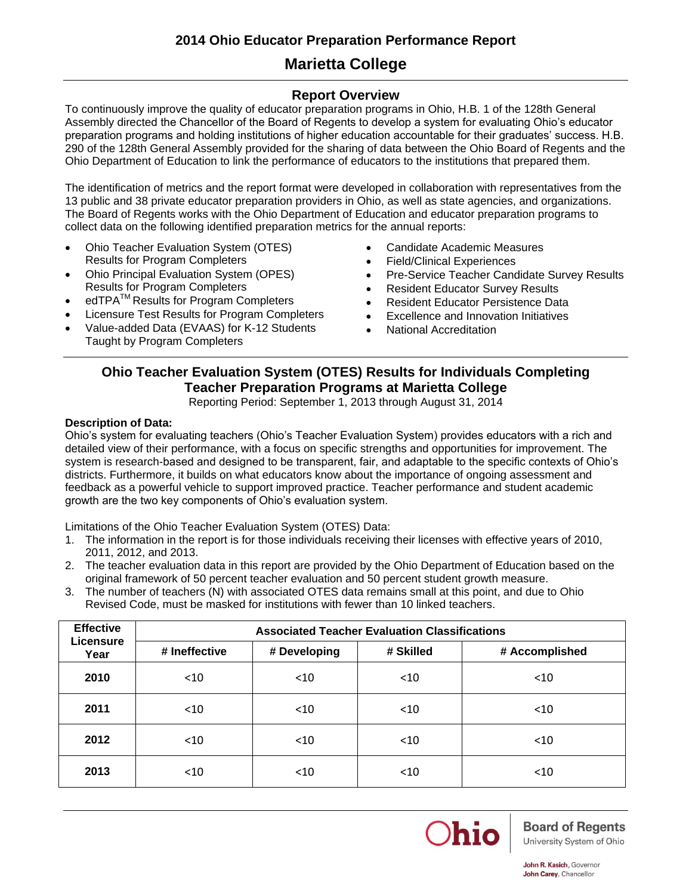# 2014 Ohio Educator Preparation Performance Report

# Marietta College

## Report Overview

To continuously improve the quality of educator preparation programs in Ohio, H.B. 1 of the 128th General Assembly directed the Chancellor of the Board of Regents to develop a system for evaluating Ohio's educator preparation programs and holding institutions of higher education accountable for their graduates' success. H.B. 290 of the 128th General Assembly provided for the sharing of data between the Ohio Board of Regents and the Ohio Department of Education to link the performance of educators to the institutions that prepared them.

The identification of metrics and the report format were developed in collaboration with representatives from the 13 public and 38 private educator preparation providers in Ohio, as well as state agencies, and organizations. The Board of Regents works with the Ohio Department of Education and educator preparation programs to collect data on the following identified preparation metrics for the annual reports:

- Ohio Teacher Evaluation System (OTES) Results for Program Completers
- Ohio Principal Evaluation System (OPES) Results for Program Completers
- edTPA™ Results for Program Completers
- Licensure Test Results for Program Completers
- Value-added Data (EVAAS) for K-12 Students Taught by Program Completers
- Candidate Academic Measures
- Field/Clinical Experiences
- Pre-Service Teacher Candidate Survey Results
- Resident Educator Survey Results
- Resident Educator Persistence Data
- Excellence and Innovation Initiatives
- National Accreditation

## Ohio Teacher Evaluation System (OTES) Results for Individuals Completing Teacher Preparation Programs at Marietta College

Reporting Period: September 1, 2013 through August 31, 2014

**Description of Data:**

Ohio's system for evaluating teachers (Ohio's Teacher Evaluation System) provides educators with a rich and detailed view of their performance, with a focus on specific strengths and opportunities for improvement. The system is research-based and designed to be transparent, fair, and adaptable to the specific contexts of Ohio's districts. Furthermore, it builds on what educators know about the importance of ongoing assessment and feedback as a powerful vehicle to support improved practice. Teacher performance and student academic growth are the two key components of Ohio's evaluation system.

Limitations of the Ohio Teacher Evaluation System (OTES) Data:

1. The information in the report is for those individuals receiving their licenses with effective years of 2010, 2011, 2012, and 2013.
2. The teacher evaluation data in this report are provided by the Ohio Department of Education based on the original framework of 50 percent teacher evaluation and 50 percent student growth measure.
3. The number of teachers (N) with associated OTES data remains small at this point, and due to Ohio Revised Code, must be masked for institutions with fewer than 10 linked teachers.

| Effective Licensure Year | Associated Teacher Evaluation Classifications | | | |
|---|---|---|---|---|
| | # Ineffective | # Developing | # Skilled | # Accomplished |
| 2010 | <10 | <10 | <10 | <10 |
| 2011 | <10 | <10 | <10 | <10 |
| 2012 | <10 | <10 | <10 | <10 |
| 2013 | <10 | <10 | <10 | <10 |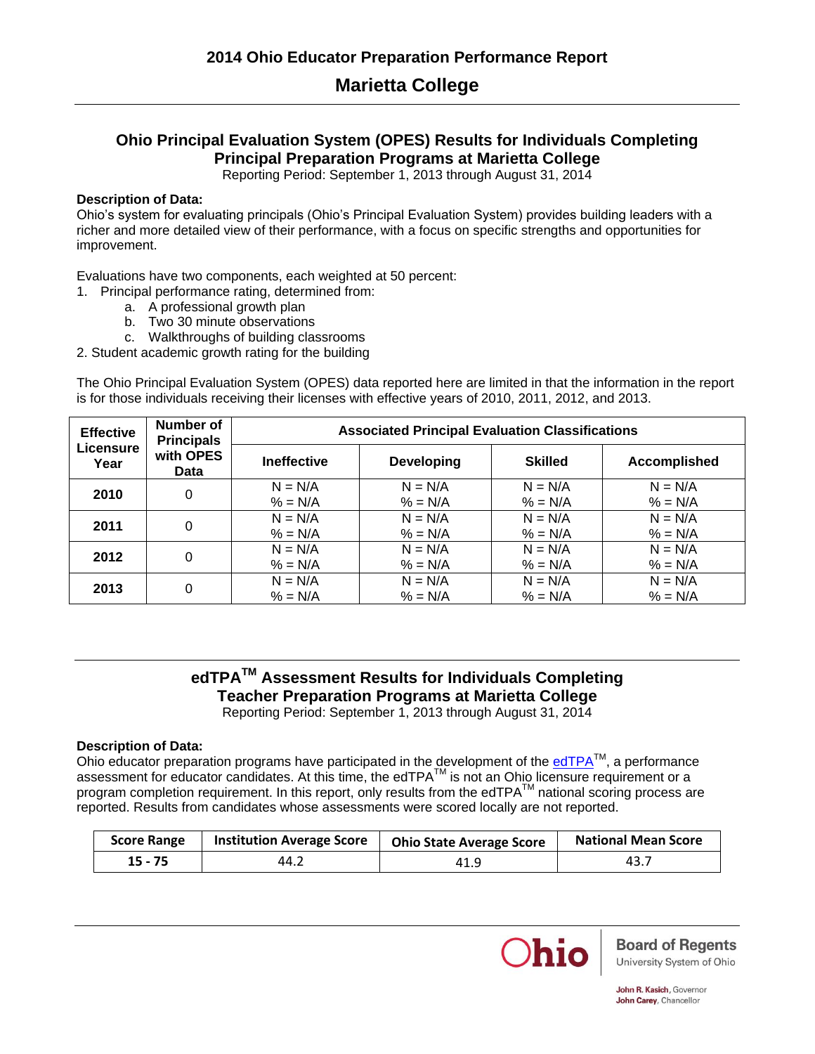## 2014 Ohio Educator Preparation Performance Report

## Marietta College

### Ohio Principal Evaluation System (OPES) Results for Individuals Completing Principal Preparation Programs at Marietta College

Reporting Period: September 1, 2013 through August 31, 2014

**Description of Data:**
Ohio's system for evaluating principals (Ohio's Principal Evaluation System) provides building leaders with a richer and more detailed view of their performance, with a focus on specific strengths and opportunities for improvement.

Evaluations have two components, each weighted at 50 percent:

1. Principal performance rating, determined from:
   a. A professional growth plan
   b. Two 30 minute observations
   c. Walkthroughs of building classrooms
2. Student academic growth rating for the building

The Ohio Principal Evaluation System (OPES) data reported here are limited in that the information in the report is for those individuals receiving their licenses with effective years of 2010, 2011, 2012, and 2013.

| Effective Licensure Year | Number of Principals with OPES Data | Associated Principal Evaluation Classifications | | | |
|---|---|---|---|---|---|
| | | Ineffective | Developing | Skilled | Accomplished |
| 2010 | 0 | N = N/A<br>% = N/A | N = N/A<br>% = N/A | N = N/A<br>% = N/A | N = N/A<br>% = N/A |
| 2011 | 0 | N = N/A<br>% = N/A | N = N/A<br>% = N/A | N = N/A<br>% = N/A | N = N/A<br>% = N/A |
| 2012 | 0 | N = N/A<br>% = N/A | N = N/A<br>% = N/A | N = N/A<br>% = N/A | N = N/A<br>% = N/A |
| 2013 | 0 | N = N/A<br>% = N/A | N = N/A<br>% = N/A | N = N/A<br>% = N/A | N = N/A<br>% = N/A |

### edTPA™ Assessment Results for Individuals Completing Teacher Preparation Programs at Marietta College

Reporting Period: September 1, 2013 through August 31, 2014

**Description of Data:**
Ohio educator preparation programs have participated in the development of the edTPA™, a performance assessment for educator candidates. At this time, the edTPA™ is not an Ohio licensure requirement or a program completion requirement. In this report, only results from the edTPA™ national scoring process are reported. Results from candidates whose assessments were scored locally are not reported.

| Score Range | Institution Average Score | Ohio State Average Score | National Mean Score |
|---|---|---|---|
| 15 - 75 | 44.2 | 41.9 | 43.7 |

Ohio Board of Regents
University System of Ohio

John R. Kasich, Governor
John Carey, Chancellor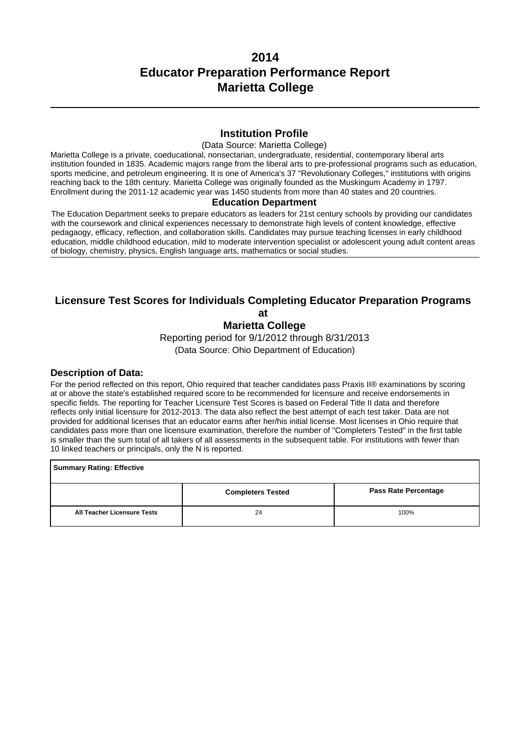# 2014
# Educator Preparation Performance Report
# Marietta College

## Institution Profile

(Data Source: Marietta College)

Marietta College is a private, coeducational, nonsectarian, undergraduate, residential, contemporary liberal arts institution founded in 1835. Academic majors range from the liberal arts to pre-professional programs such as education, sports medicine, and petroleum engineering. It is one of America's 37 "Revolutionary Colleges," institutions with origins reaching back to the 18th century. Marietta College was originally founded as the Muskingum Academy in 1797. Enrollment during the 2011-12 academic year was 1450 students from more than 40 states and 20 countries.

### Education Department

The Education Department seeks to prepare educators as leaders for 21st century schools by providing our candidates with the coursework and clinical experiences necessary to demonstrate high levels of content knowledge, effective pedagaogy, efficacy, reflection, and collaboration skills. Candidates may pursue teaching licenses in early childhood education, middle childhood education, mild to moderate intervention specialist or adolescent young adult content areas of biology, chemistry, physics, English language arts, mathematics or social studies.

## Licensure Test Scores for Individuals Completing Educator Preparation Programs at Marietta College

Reporting period for 9/1/2012 through 8/31/2013

(Data Source: Ohio Department of Education)

### Description of Data:

For the period reflected on this report, Ohio required that teacher candidates pass Praxis II® examinations by scoring at or above the state's established required score to be recommended for licensure and receive endorsements in specific fields. The reporting for Teacher Licensure Test Scores is based on Federal Title II data and therefore reflects only initial licensure for 2012-2013. The data also reflect the best attempt of each test taker. Data are not provided for additional licenses that an educator earns after her/his initial license. Most licenses in Ohio require that candidates pass more than one licensure examination, therefore the number of "Completers Tested" in the first table is smaller than the sum total of all takers of all assessments in the subsequent table. For institutions with fewer than 10 linked teachers or principals, only the N is reported.

| **Summary Rating: Effective** | | |
|---|---|---|
| | **Completers Tested** | **Pass Rate Percentage** |
| **All Teacher Licensure Tests** | 24 | 100% |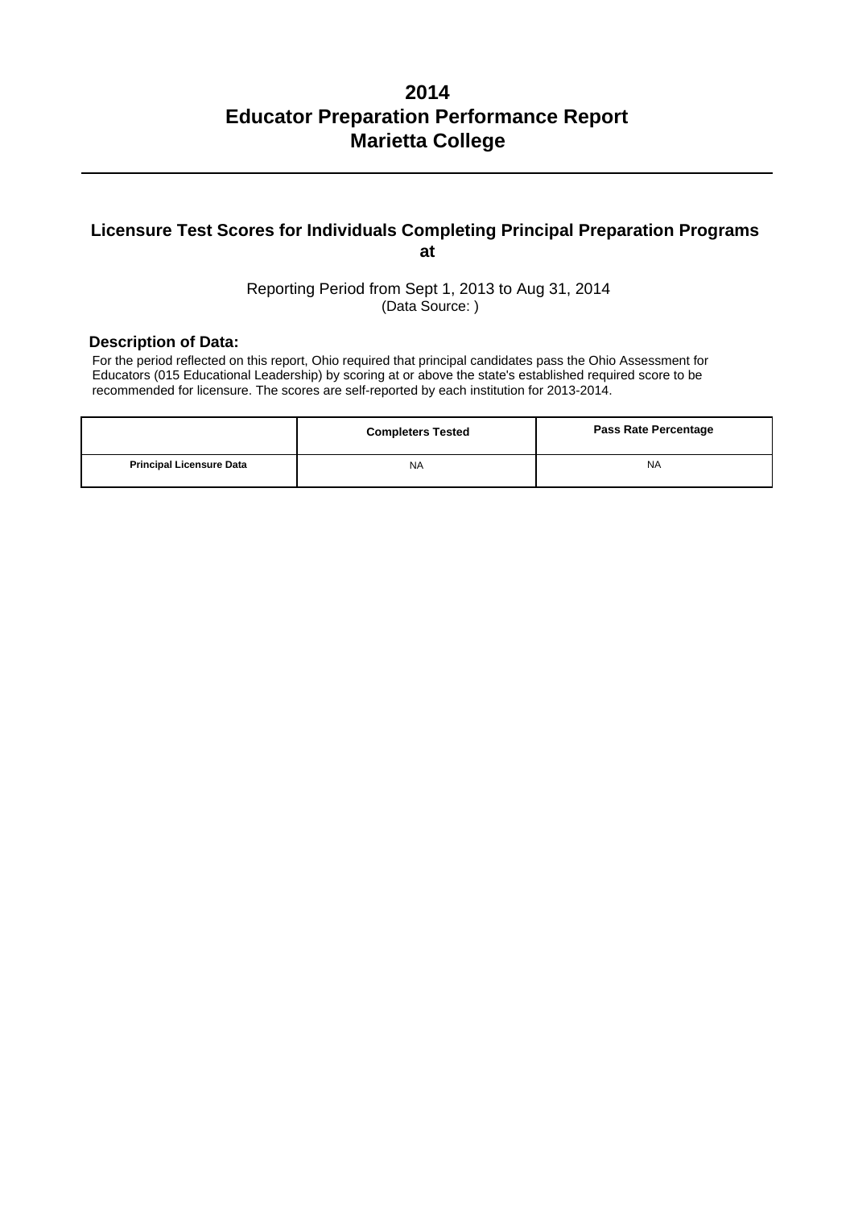# 2014
# Educator Preparation Performance Report
# Marietta College

---

## Licensure Test Scores for Individuals Completing Principal Preparation Programs at

Reporting Period from Sept 1, 2013 to Aug 31, 2014
(Data Source: )

### Description of Data:

For the period reflected on this report, Ohio required that principal candidates pass the Ohio Assessment for Educators (015 Educational Leadership) by scoring at or above the state's established required score to be recommended for licensure. The scores are self-reported by each institution for 2013-2014.

| | Completers Tested | Pass Rate Percentage |
|---|---|---|
| **Principal Licensure Data** | NA | NA |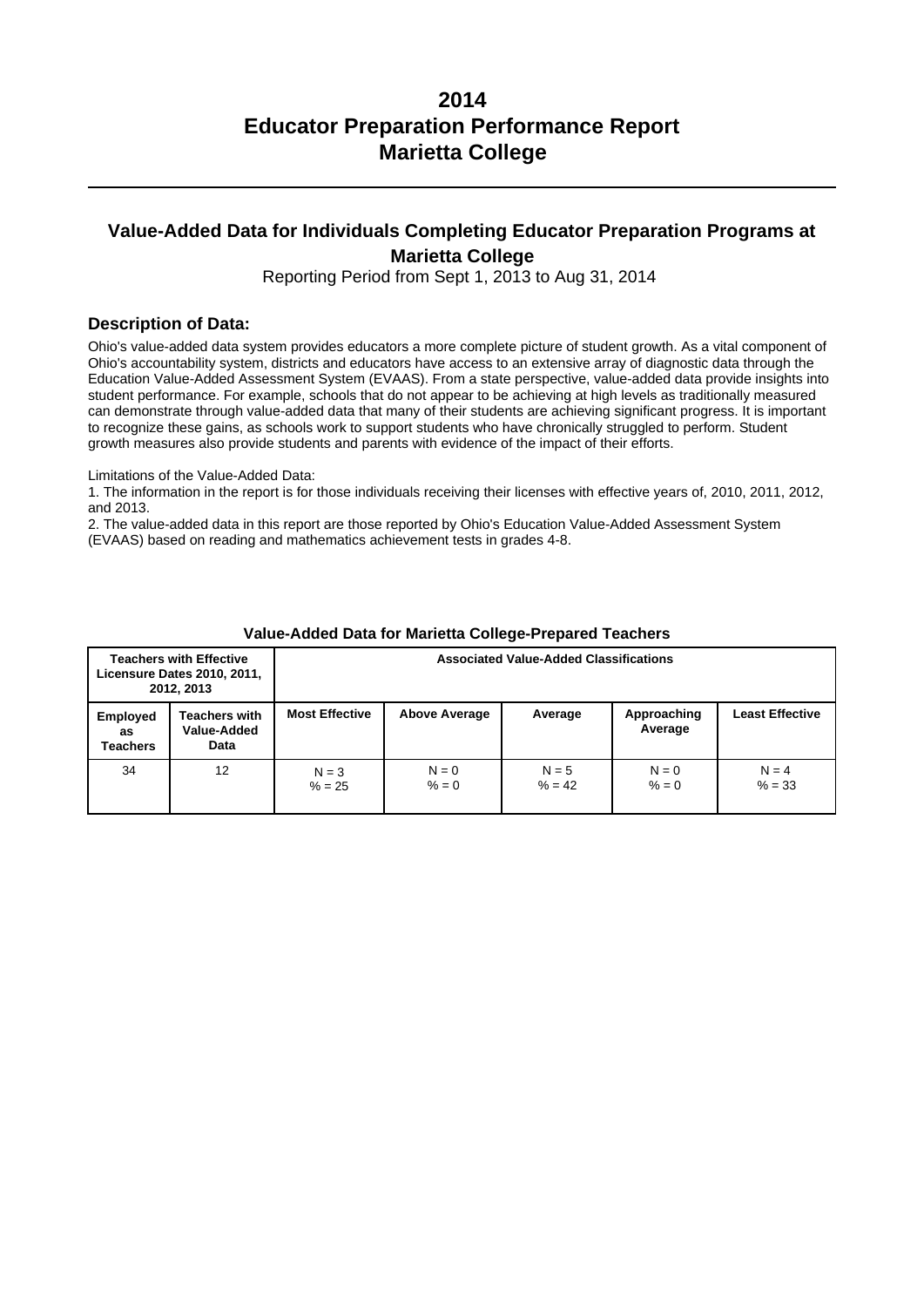# 2014
# Educator Preparation Performance Report
# Marietta College

## Value-Added Data for Individuals Completing Educator Preparation Programs at Marietta College

Reporting Period from Sept 1, 2013 to Aug 31, 2014

### Description of Data:

Ohio's value-added data system provides educators a more complete picture of student growth. As a vital component of Ohio's accountability system, districts and educators have access to an extensive array of diagnostic data through the Education Value-Added Assessment System (EVAAS). From a state perspective, value-added data provide insights into student performance. For example, schools that do not appear to be achieving at high levels as traditionally measured can demonstrate through value-added data that many of their students are achieving significant progress. It is important to recognize these gains, as schools work to support students who have chronically struggled to perform. Student growth measures also provide students and parents with evidence of the impact of their efforts.

Limitations of the Value-Added Data:

1. The information in the report is for those individuals receiving their licenses with effective years of, 2010, 2011, 2012, and 2013.
2. The value-added data in this report are those reported by Ohio's Education Value-Added Assessment System (EVAAS) based on reading and mathematics achievement tests in grades 4-8.

**Value-Added Data for Marietta College-Prepared Teachers**

| Teachers with Effective Licensure Dates 2010, 2011, 2012, 2013 | | Associated Value-Added Classifications | | | | |
|---|---|---|---|---|---|---|
| Employed as Teachers | Teachers with Value-Added Data | Most Effective | Above Average | Average | Approaching Average | Least Effective |
| 34 | 12 | N = 3<br>% = 25 | N = 0<br>% = 0 | N = 5<br>% = 42 | N = 0<br>% = 0 | N = 4<br>% = 33 |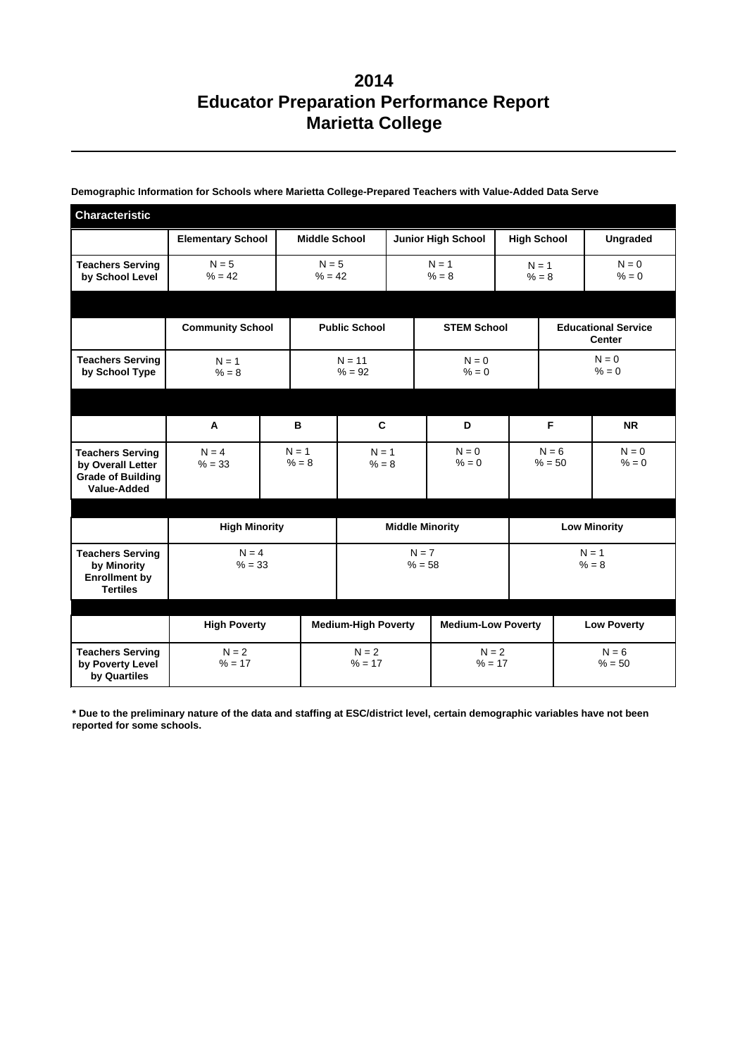# 2014
# Educator Preparation Performance Report
# Marietta College

**Demographic Information for Schools where Marietta College-Prepared Teachers with Value-Added Data Serve**

| Characteristic | | | | | |
|---|---|---|---|---|---|
| | **Elementary School** | **Middle School** | **Junior High School** | **High School** | **Ungraded** |
| **Teachers Serving by School Level** | N = 5<br>% = 42 | N = 5<br>% = 42 | N = 1<br>% = 8 | N = 1<br>% = 8 | N = 0<br>% = 0 |

| | **Community School** | **Public School** | **STEM School** | **Educational Service Center** |
|---|---|---|---|---|
| **Teachers Serving by School Type** | N = 1<br>% = 8 | N = 11<br>% = 92 | N = 0<br>% = 0 | N = 0<br>% = 0 |

| | **A** | **B** | **C** | **D** | **F** | **NR** |
|---|---|---|---|---|---|---|
| **Teachers Serving by Overall Letter Grade of Building Value-Added** | N = 4<br>% = 33 | N = 1<br>% = 8 | N = 1<br>% = 8 | N = 0<br>% = 0 | N = 6<br>% = 50 | N = 0<br>% = 0 |

| | **High Minority** | **Middle Minority** | **Low Minority** |
|---|---|---|---|
| **Teachers Serving by Minority Enrollment by Tertiles** | N = 4<br>% = 33 | N = 7<br>% = 58 | N = 1<br>% = 8 |

| | **High Poverty** | **Medium-High Poverty** | **Medium-Low Poverty** | **Low Poverty** |
|---|---|---|---|---|
| **Teachers Serving by Poverty Level by Quartiles** | N = 2<br>% = 17 | N = 2<br>% = 17 | N = 2<br>% = 17 | N = 6<br>% = 50 |

**\* Due to the preliminary nature of the data and staffing at ESC/district level, certain demographic variables have not been reported for some schools.**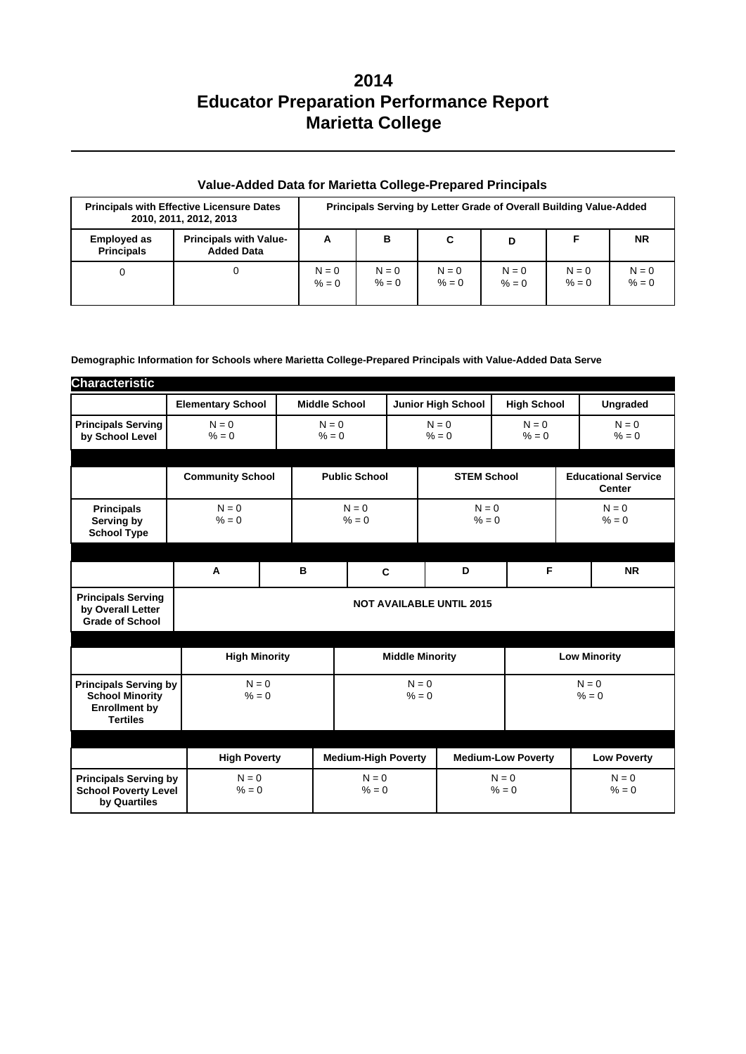# 2014
# Educator Preparation Performance Report
# Marietta College

## Value-Added Data for Marietta College-Prepared Principals

| Principals with Effective Licensure Dates 2010, 2011, 2012, 2013 | | Principals Serving by Letter Grade of Overall Building Value-Added | | | | | |
|---|---|---|---|---|---|---|---|
| Employed as Principals | Principals with Value-Added Data | A | B | C | D | F | NR |
| 0 | 0 | N = 0<br>% = 0 | N = 0<br>% = 0 | N = 0<br>% = 0 | N = 0<br>% = 0 | N = 0<br>% = 0 | N = 0<br>% = 0 |

**Demographic Information for Schools where Marietta College-Prepared Principals with Value-Added Data Serve**

**Characteristic**

| | Elementary School | Middle School | Junior High School | High School | Ungraded |
|---|---|---|---|---|---|
| Principals Serving by School Level | N = 0<br>% = 0 | N = 0<br>% = 0 | N = 0<br>% = 0 | N = 0<br>% = 0 | N = 0<br>% = 0 |

| | Community School | Public School | STEM School | Educational Service Center |
|---|---|---|---|---|
| Principals Serving by School Type | N = 0<br>% = 0 | N = 0<br>% = 0 | N = 0<br>% = 0 | N = 0<br>% = 0 |

| | A | B | C | D | F | NR |
|---|---|---|---|---|---|---|
| Principals Serving by Overall Letter Grade of School | NOT AVAILABLE UNTIL 2015 | | | | | |

| | High Minority | Middle Minority | Low Minority |
|---|---|---|---|
| Principals Serving by School Minority Enrollment by Tertiles | N = 0<br>% = 0 | N = 0<br>% = 0 | N = 0<br>% = 0 |

| | High Poverty | Medium-High Poverty | Medium-Low Poverty | Low Poverty |
|---|---|---|---|---|
| Principals Serving by School Poverty Level by Quartiles | N = 0<br>% = 0 | N = 0<br>% = 0 | N = 0<br>% = 0 | N = 0<br>% = 0 |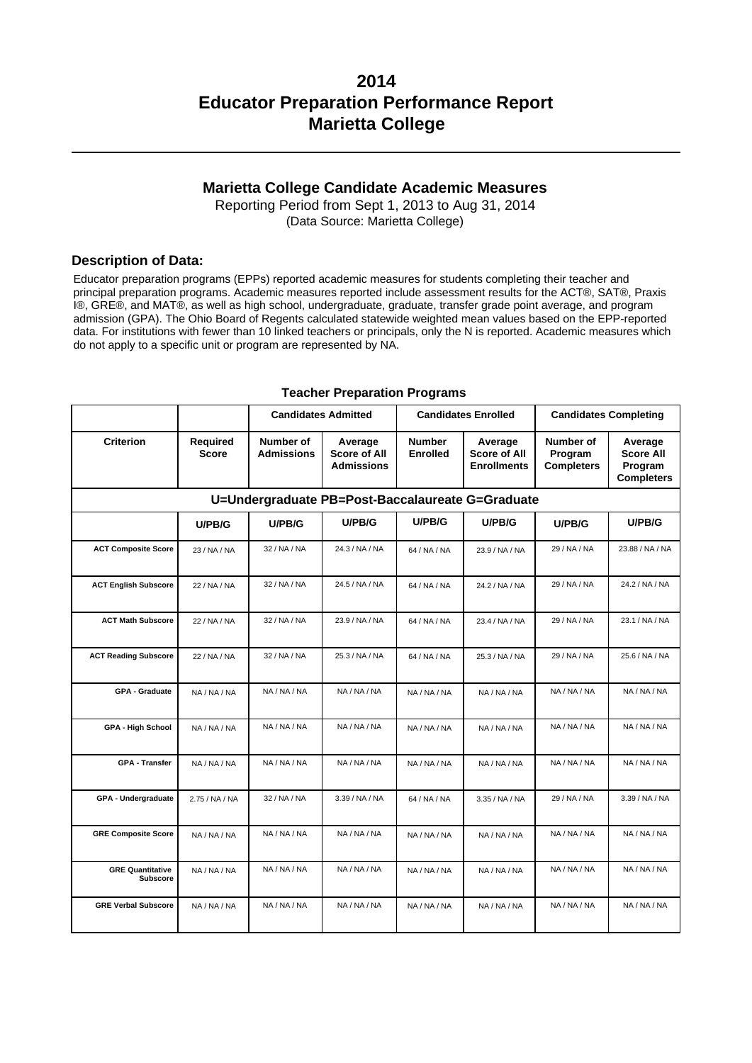# 2014
# Educator Preparation Performance Report
# Marietta College

## Marietta College Candidate Academic Measures

Reporting Period from Sept 1, 2013 to Aug 31, 2014
(Data Source: Marietta College)

### Description of Data:

Educator preparation programs (EPPs) reported academic measures for students completing their teacher and principal preparation programs. Academic measures reported include assessment results for the ACT®, SAT®, Praxis I®, GRE®, and MAT®, as well as high school, undergraduate, graduate, transfer grade point average, and program admission (GPA). The Ohio Board of Regents calculated statewide weighted mean values based on the EPP-reported data. For institutions with fewer than 10 linked teachers or principals, only the N is reported. Academic measures which do not apply to a specific unit or program are represented by NA.

**Teacher Preparation Programs**

| | | Candidates Admitted | | Candidates Enrolled | | Candidates Completing | |
|---|---|---|---|---|---|---|---|
| **Criterion** | **Required Score** | **Number of Admissions** | **Average Score of All Admissions** | **Number Enrolled** | **Average Score of All Enrollments** | **Number of Program Completers** | **Average Score All Program Completers** |
| **U=Undergraduate PB=Post-Baccalaureate G=Graduate** | | | | | | | |
| | **U/PB/G** | **U/PB/G** | **U/PB/G** | **U/PB/G** | **U/PB/G** | **U/PB/G** | **U/PB/G** |
| **ACT Composite Score** | 23 / NA / NA | 32 / NA / NA | 24.3 / NA / NA | 64 / NA / NA | 23.9 / NA / NA | 29 / NA / NA | 23.88 / NA / NA |
| **ACT English Subscore** | 22 / NA / NA | 32 / NA / NA | 24.5 / NA / NA | 64 / NA / NA | 24.2 / NA / NA | 29 / NA / NA | 24.2 / NA / NA |
| **ACT Math Subscore** | 22 / NA / NA | 32 / NA / NA | 23.9 / NA / NA | 64 / NA / NA | 23.4 / NA / NA | 29 / NA / NA | 23.1 / NA / NA |
| **ACT Reading Subscore** | 22 / NA / NA | 32 / NA / NA | 25.3 / NA / NA | 64 / NA / NA | 25.3 / NA / NA | 29 / NA / NA | 25.6 / NA / NA |
| **GPA - Graduate** | NA / NA / NA | NA / NA / NA | NA / NA / NA | NA / NA / NA | NA / NA / NA | NA / NA / NA | NA / NA / NA |
| **GPA - High School** | NA / NA / NA | NA / NA / NA | NA / NA / NA | NA / NA / NA | NA / NA / NA | NA / NA / NA | NA / NA / NA |
| **GPA - Transfer** | NA / NA / NA | NA / NA / NA | NA / NA / NA | NA / NA / NA | NA / NA / NA | NA / NA / NA | NA / NA / NA |
| **GPA - Undergraduate** | 2.75 / NA / NA | 32 / NA / NA | 3.39 / NA / NA | 64 / NA / NA | 3.35 / NA / NA | 29 / NA / NA | 3.39 / NA / NA |
| **GRE Composite Score** | NA / NA / NA | NA / NA / NA | NA / NA / NA | NA / NA / NA | NA / NA / NA | NA / NA / NA | NA / NA / NA |
| **GRE Quantitative Subscore** | NA / NA / NA | NA / NA / NA | NA / NA / NA | NA / NA / NA | NA / NA / NA | NA / NA / NA | NA / NA / NA |
| **GRE Verbal Subscore** | NA / NA / NA | NA / NA / NA | NA / NA / NA | NA / NA / NA | NA / NA / NA | NA / NA / NA | NA / NA / NA |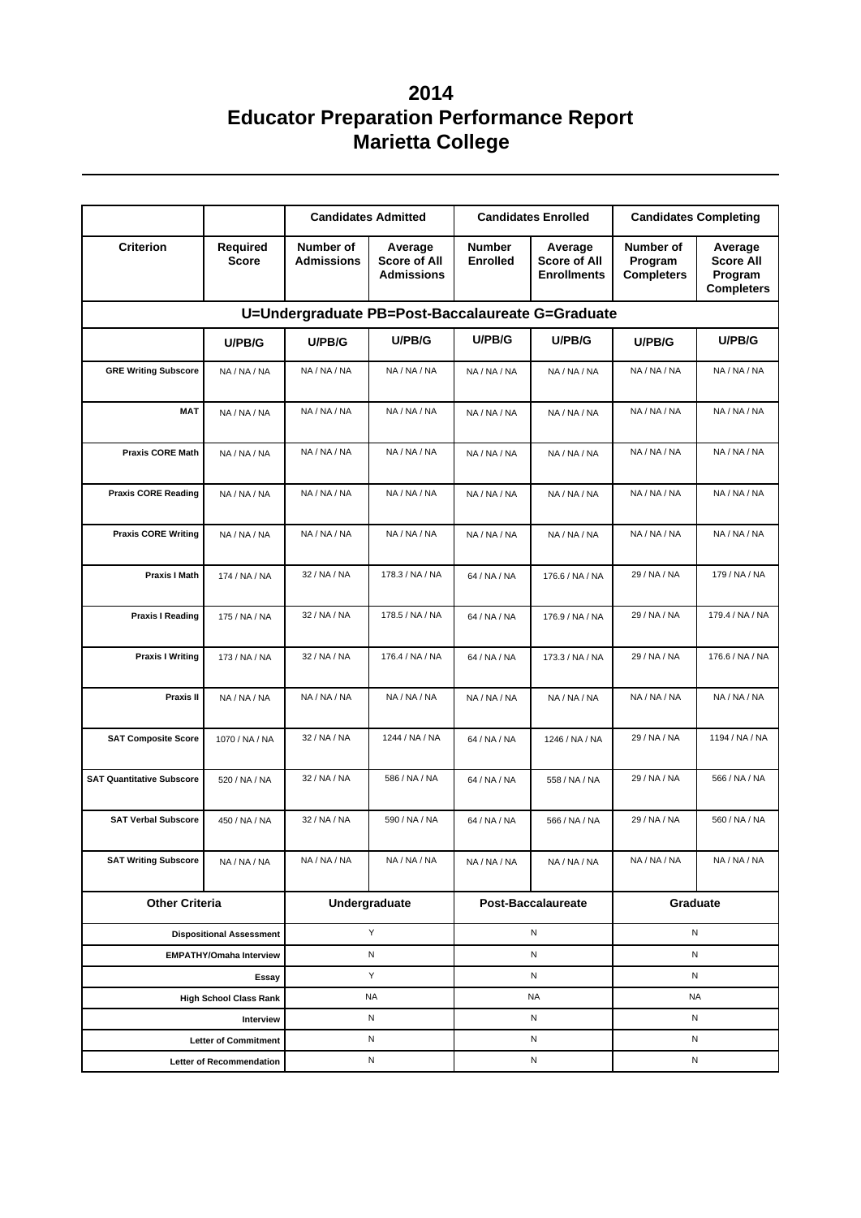# 2014
# Educator Preparation Performance Report
# Marietta College

| | | Candidates Admitted | | Candidates Enrolled | | Candidates Completing | |
|---|---|---|---|---|---|---|---|
| **Criterion** | **Required Score** | **Number of Admissions** | **Average Score of All Admissions** | **Number Enrolled** | **Average Score of All Enrollments** | **Number of Program Completers** | **Average Score All Program Completers** |
| **U=Undergraduate PB=Post-Baccalaureate G=Graduate** | | | | | | | |
| | **U/PB/G** | **U/PB/G** | **U/PB/G** | **U/PB/G** | **U/PB/G** | **U/PB/G** | **U/PB/G** |
| **GRE Writing Subscore** | NA / NA / NA | NA / NA / NA | NA / NA / NA | NA / NA / NA | NA / NA / NA | NA / NA / NA | NA / NA / NA |
| **MAT** | NA / NA / NA | NA / NA / NA | NA / NA / NA | NA / NA / NA | NA / NA / NA | NA / NA / NA | NA / NA / NA |
| **Praxis CORE Math** | NA / NA / NA | NA / NA / NA | NA / NA / NA | NA / NA / NA | NA / NA / NA | NA / NA / NA | NA / NA / NA |
| **Praxis CORE Reading** | NA / NA / NA | NA / NA / NA | NA / NA / NA | NA / NA / NA | NA / NA / NA | NA / NA / NA | NA / NA / NA |
| **Praxis CORE Writing** | NA / NA / NA | NA / NA / NA | NA / NA / NA | NA / NA / NA | NA / NA / NA | NA / NA / NA | NA / NA / NA |
| **Praxis I Math** | 174 / NA / NA | 32 / NA / NA | 178.3 / NA / NA | 64 / NA / NA | 176.6 / NA / NA | 29 / NA / NA | 179 / NA / NA |
| **Praxis I Reading** | 175 / NA / NA | 32 / NA / NA | 178.5 / NA / NA | 64 / NA / NA | 176.9 / NA / NA | 29 / NA / NA | 179.4 / NA / NA |
| **Praxis I Writing** | 173 / NA / NA | 32 / NA / NA | 176.4 / NA / NA | 64 / NA / NA | 173.3 / NA / NA | 29 / NA / NA | 176.6 / NA / NA |
| **Praxis II** | NA / NA / NA | NA / NA / NA | NA / NA / NA | NA / NA / NA | NA / NA / NA | NA / NA / NA | NA / NA / NA |
| **SAT Composite Score** | 1070 / NA / NA | 32 / NA / NA | 1244 / NA / NA | 64 / NA / NA | 1246 / NA / NA | 29 / NA / NA | 1194 / NA / NA |
| **SAT Quantitative Subscore** | 520 / NA / NA | 32 / NA / NA | 586 / NA / NA | 64 / NA / NA | 558 / NA / NA | 29 / NA / NA | 566 / NA / NA |
| **SAT Verbal Subscore** | 450 / NA / NA | 32 / NA / NA | 590 / NA / NA | 64 / NA / NA | 566 / NA / NA | 29 / NA / NA | 560 / NA / NA |
| **SAT Writing Subscore** | NA / NA / NA | NA / NA / NA | NA / NA / NA | NA / NA / NA | NA / NA / NA | NA / NA / NA | NA / NA / NA |

| Other Criteria | Undergraduate | Post-Baccalaureate | Graduate |
|---|---|---|---|
| **Dispositional Assessment** | Y | N | N |
| **EMPATHY/Omaha Interview** | N | N | N |
| **Essay** | Y | N | N |
| **High School Class Rank** | NA | NA | NA |
| **Interview** | N | N | N |
| **Letter of Commitment** | N | N | N |
| **Letter of Recommendation** | N | N | N |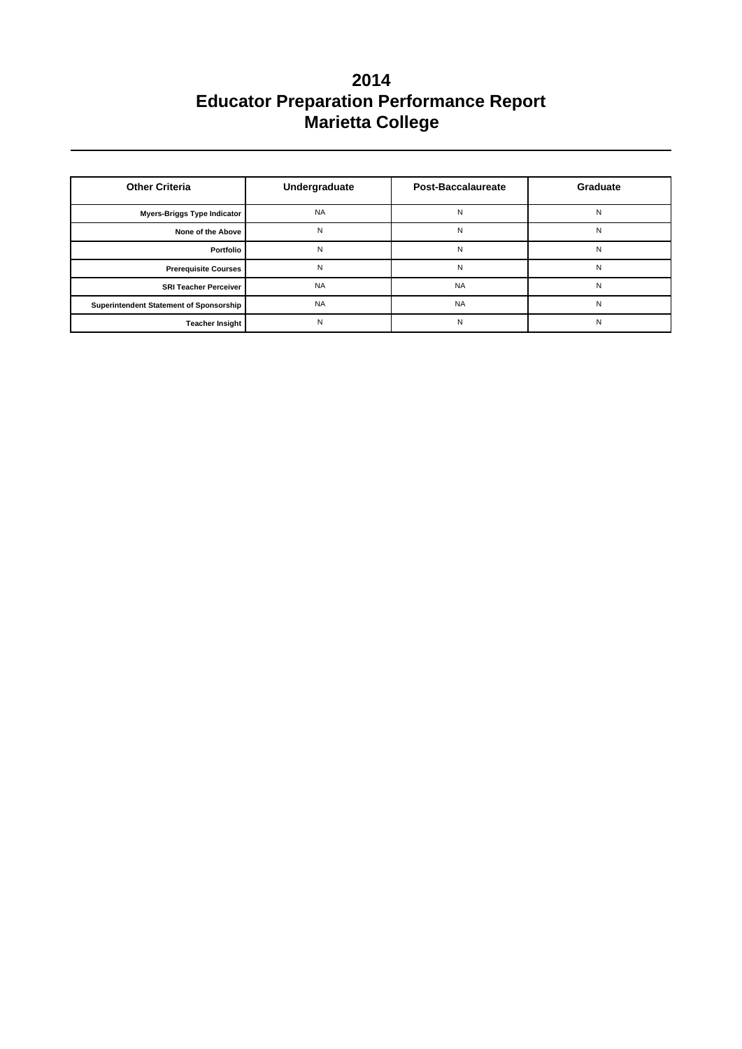# 2014
# Educator Preparation Performance Report
# Marietta College

| Other Criteria | Undergraduate | Post-Baccalaureate | Graduate |
|---|---|---|---|
| Myers-Briggs Type Indicator | NA | N | N |
| None of the Above | N | N | N |
| Portfolio | N | N | N |
| Prerequisite Courses | N | N | N |
| SRI Teacher Perceiver | NA | NA | N |
| Superintendent Statement of Sponsorship | NA | NA | N |
| Teacher Insight | N | N | N |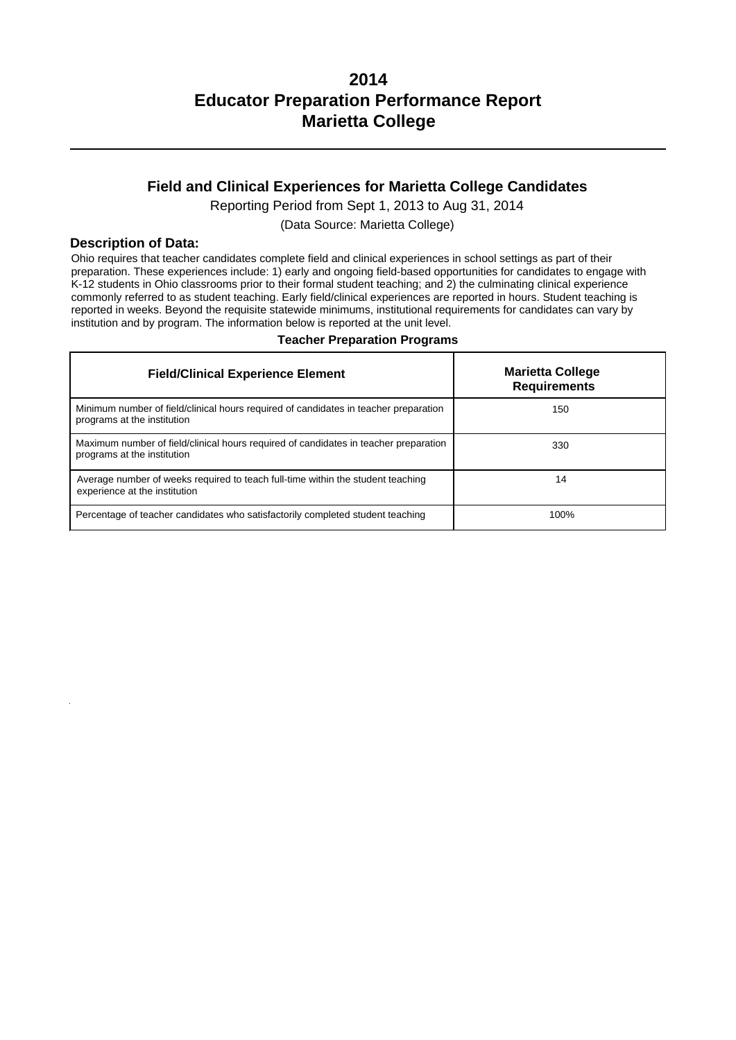# 2014
# Educator Preparation Performance Report
# Marietta College

## Field and Clinical Experiences for Marietta College Candidates

Reporting Period from Sept 1, 2013 to Aug 31, 2014

(Data Source: Marietta College)

### Description of Data:

Ohio requires that teacher candidates complete field and clinical experiences in school settings as part of their preparation. These experiences include: 1) early and ongoing field-based opportunities for candidates to engage with K-12 students in Ohio classrooms prior to their formal student teaching; and 2) the culminating clinical experience commonly referred to as student teaching. Early field/clinical experiences are reported in hours. Student teaching is reported in weeks. Beyond the requisite statewide minimums, institutional requirements for candidates can vary by institution and by program. The information below is reported at the unit level.

**Teacher Preparation Programs**

| Field/Clinical Experience Element | Marietta College Requirements |
|---|---|
| Minimum number of field/clinical hours required of candidates in teacher preparation programs at the institution | 150 |
| Maximum number of field/clinical hours required of candidates in teacher preparation programs at the institution | 330 |
| Average number of weeks required to teach full-time within the student teaching experience at the institution | 14 |
| Percentage of teacher candidates who satisfactorily completed student teaching | 100% |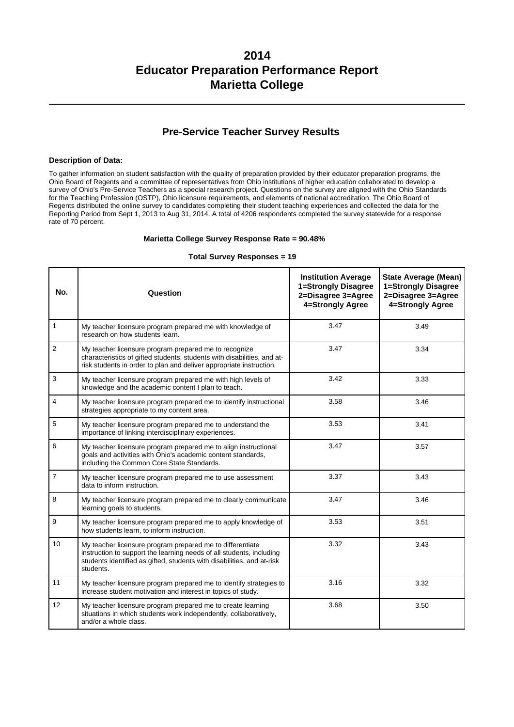# 2014
# Educator Preparation Performance Report
# Marietta College

## Pre-Service Teacher Survey Results

**Description of Data:**

To gather information on student satisfaction with the quality of preparation provided by their educator preparation programs, the Ohio Board of Regents and a committee of representatives from Ohio institutions of higher education collaborated to develop a survey of Ohio's Pre-Service Teachers as a special research project. Questions on the survey are aligned with the Ohio Standards for the Teaching Profession (OSTP), Ohio licensure requirements, and elements of national accreditation. The Ohio Board of Regents distributed the online survey to candidates completing their student teaching experiences and collected the data for the Reporting Period from Sept 1, 2013 to Aug 31, 2014. A total of 4206 respondents completed the survey statewide for a response rate of 70 percent.

**Marietta College Survey Response Rate = 90.48%**

**Total Survey Responses = 19**

| No. | Question | Institution Average 1=Strongly Disagree 2=Disagree 3=Agree 4=Strongly Agree | State Average (Mean) 1=Strongly Disagree 2=Disagree 3=Agree 4=Strongly Agree |
|---|---|---|---|
| 1 | My teacher licensure program prepared me with knowledge of research on how students learn. | 3.47 | 3.49 |
| 2 | My teacher licensure program prepared me to recognize characteristics of gifted students, students with disabilities, and at-risk students in order to plan and deliver appropriate instruction. | 3.47 | 3.34 |
| 3 | My teacher licensure program prepared me with high levels of knowledge and the academic content I plan to teach. | 3.42 | 3.33 |
| 4 | My teacher licensure program prepared me to identify instructional strategies appropriate to my content area. | 3.58 | 3.46 |
| 5 | My teacher licensure program prepared me to understand the importance of linking interdisciplinary experiences. | 3.53 | 3.41 |
| 6 | My teacher licensure program prepared me to align instructional goals and activities with Ohio's academic content standards, including the Common Core State Standards. | 3.47 | 3.57 |
| 7 | My teacher licensure program prepared me to use assessment data to inform instruction. | 3.37 | 3.43 |
| 8 | My teacher licensure program prepared me to clearly communicate learning goals to students. | 3.47 | 3.46 |
| 9 | My teacher licensure program prepared me to apply knowledge of how students learn, to inform instruction. | 3.53 | 3.51 |
| 10 | My teacher licensure program prepared me to differentiate instruction to support the learning needs of all students, including students identified as gifted, students with disabilities, and at-risk students. | 3.32 | 3.43 |
| 11 | My teacher licensure program prepared me to identify strategies to increase student motivation and interest in topics of study. | 3.16 | 3.32 |
| 12 | My teacher licensure program prepared me to create learning situations in which students work independently, collaboratively, and/or a whole class. | 3.68 | 3.50 |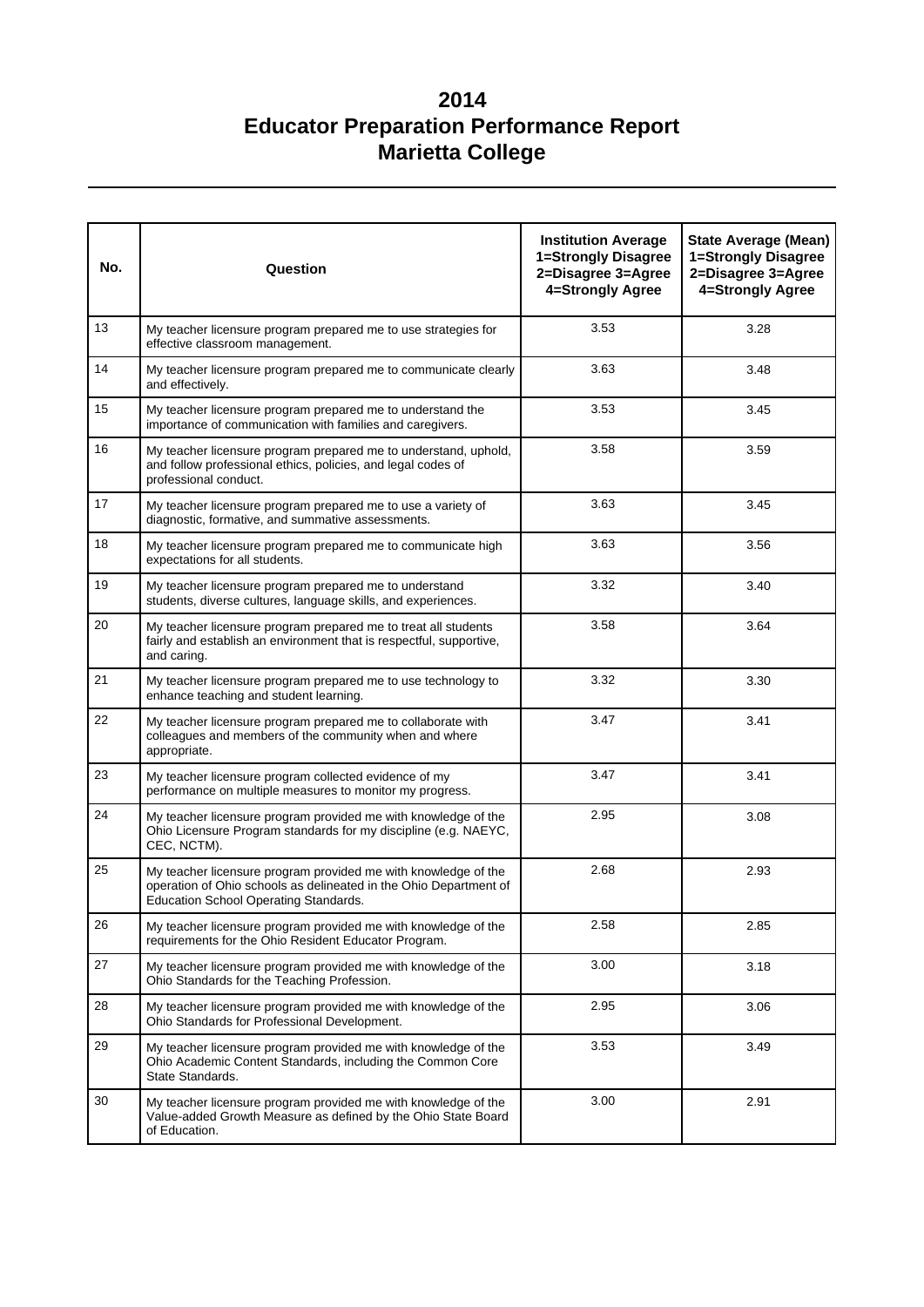# 2014
# Educator Preparation Performance Report
# Marietta College

| No. | Question | Institution Average 1=Strongly Disagree 2=Disagree 3=Agree 4=Strongly Agree | State Average (Mean) 1=Strongly Disagree 2=Disagree 3=Agree 4=Strongly Agree |
|---|---|---|---|
| 13 | My teacher licensure program prepared me to use strategies for effective classroom management. | 3.53 | 3.28 |
| 14 | My teacher licensure program prepared me to communicate clearly and effectively. | 3.63 | 3.48 |
| 15 | My teacher licensure program prepared me to understand the importance of communication with families and caregivers. | 3.53 | 3.45 |
| 16 | My teacher licensure program prepared me to understand, uphold, and follow professional ethics, policies, and legal codes of professional conduct. | 3.58 | 3.59 |
| 17 | My teacher licensure program prepared me to use a variety of diagnostic, formative, and summative assessments. | 3.63 | 3.45 |
| 18 | My teacher licensure program prepared me to communicate high expectations for all students. | 3.63 | 3.56 |
| 19 | My teacher licensure program prepared me to understand students, diverse cultures, language skills, and experiences. | 3.32 | 3.40 |
| 20 | My teacher licensure program prepared me to treat all students fairly and establish an environment that is respectful, supportive, and caring. | 3.58 | 3.64 |
| 21 | My teacher licensure program prepared me to use technology to enhance teaching and student learning. | 3.32 | 3.30 |
| 22 | My teacher licensure program prepared me to collaborate with colleagues and members of the community when and where appropriate. | 3.47 | 3.41 |
| 23 | My teacher licensure program collected evidence of my performance on multiple measures to monitor my progress. | 3.47 | 3.41 |
| 24 | My teacher licensure program provided me with knowledge of the Ohio Licensure Program standards for my discipline (e.g. NAEYC, CEC, NCTM). | 2.95 | 3.08 |
| 25 | My teacher licensure program provided me with knowledge of the operation of Ohio schools as delineated in the Ohio Department of Education School Operating Standards. | 2.68 | 2.93 |
| 26 | My teacher licensure program provided me with knowledge of the requirements for the Ohio Resident Educator Program. | 2.58 | 2.85 |
| 27 | My teacher licensure program provided me with knowledge of the Ohio Standards for the Teaching Profession. | 3.00 | 3.18 |
| 28 | My teacher licensure program provided me with knowledge of the Ohio Standards for Professional Development. | 2.95 | 3.06 |
| 29 | My teacher licensure program provided me with knowledge of the Ohio Academic Content Standards, including the Common Core State Standards. | 3.53 | 3.49 |
| 30 | My teacher licensure program provided me with knowledge of the Value-added Growth Measure as defined by the Ohio State Board of Education. | 3.00 | 2.91 |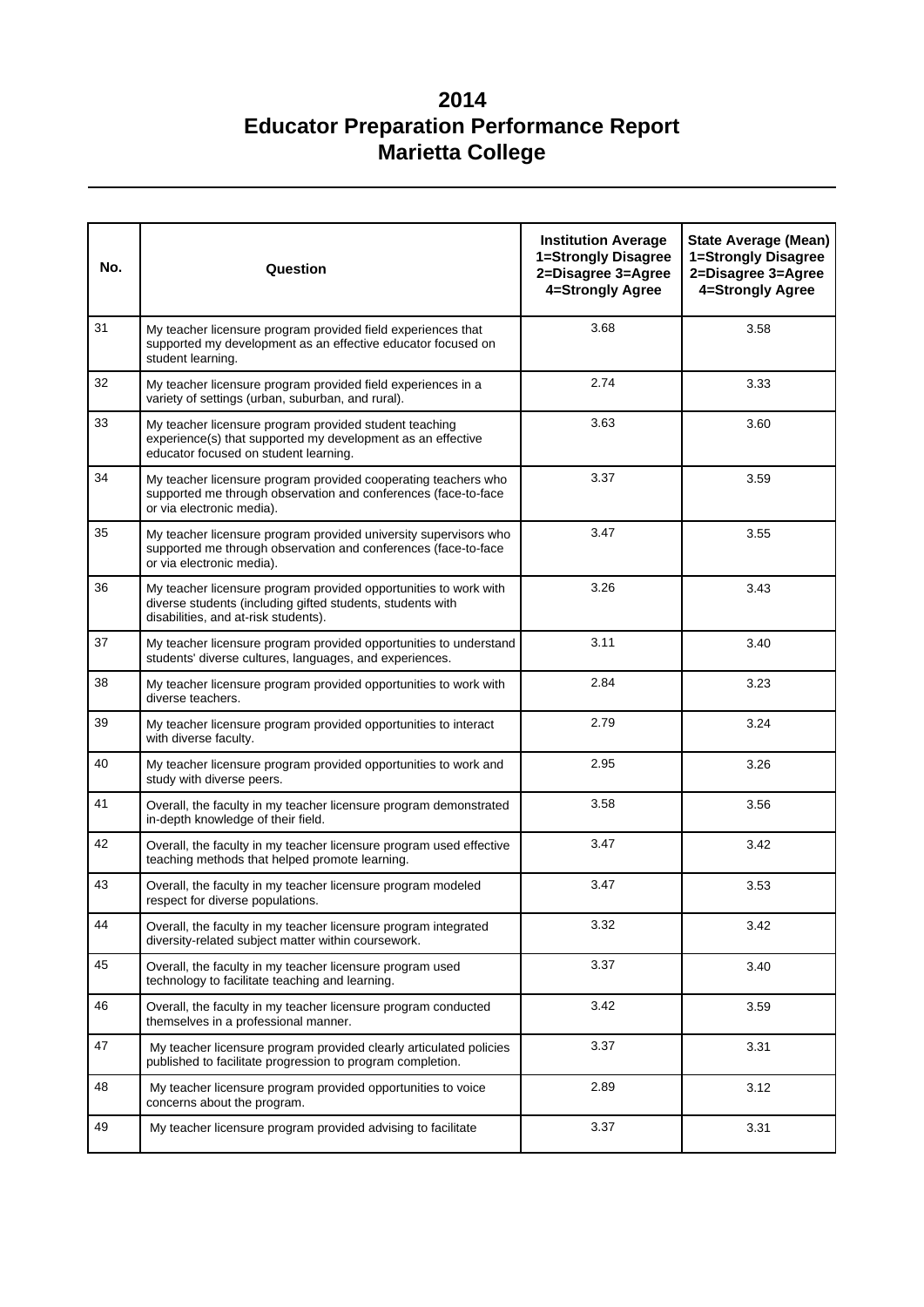# 2014
# Educator Preparation Performance Report
# Marietta College

| No. | Question | Institution Average 1=Strongly Disagree 2=Disagree 3=Agree 4=Strongly Agree | State Average (Mean) 1=Strongly Disagree 2=Disagree 3=Agree 4=Strongly Agree |
|---|---|---|---|
| 31 | My teacher licensure program provided field experiences that supported my development as an effective educator focused on student learning. | 3.68 | 3.58 |
| 32 | My teacher licensure program provided field experiences in a variety of settings (urban, suburban, and rural). | 2.74 | 3.33 |
| 33 | My teacher licensure program provided student teaching experience(s) that supported my development as an effective educator focused on student learning. | 3.63 | 3.60 |
| 34 | My teacher licensure program provided cooperating teachers who supported me through observation and conferences (face-to-face or via electronic media). | 3.37 | 3.59 |
| 35 | My teacher licensure program provided university supervisors who supported me through observation and conferences (face-to-face or via electronic media). | 3.47 | 3.55 |
| 36 | My teacher licensure program provided opportunities to work with diverse students (including gifted students, students with disabilities, and at-risk students). | 3.26 | 3.43 |
| 37 | My teacher licensure program provided opportunities to understand students' diverse cultures, languages, and experiences. | 3.11 | 3.40 |
| 38 | My teacher licensure program provided opportunities to work with diverse teachers. | 2.84 | 3.23 |
| 39 | My teacher licensure program provided opportunities to interact with diverse faculty. | 2.79 | 3.24 |
| 40 | My teacher licensure program provided opportunities to work and study with diverse peers. | 2.95 | 3.26 |
| 41 | Overall, the faculty in my teacher licensure program demonstrated in-depth knowledge of their field. | 3.58 | 3.56 |
| 42 | Overall, the faculty in my teacher licensure program used effective teaching methods that helped promote learning. | 3.47 | 3.42 |
| 43 | Overall, the faculty in my teacher licensure program modeled respect for diverse populations. | 3.47 | 3.53 |
| 44 | Overall, the faculty in my teacher licensure program integrated diversity-related subject matter within coursework. | 3.32 | 3.42 |
| 45 | Overall, the faculty in my teacher licensure program used technology to facilitate teaching and learning. | 3.37 | 3.40 |
| 46 | Overall, the faculty in my teacher licensure program conducted themselves in a professional manner. | 3.42 | 3.59 |
| 47 | My teacher licensure program provided clearly articulated policies published to facilitate progression to program completion. | 3.37 | 3.31 |
| 48 | My teacher licensure program provided opportunities to voice concerns about the program. | 2.89 | 3.12 |
| 49 | My teacher licensure program provided advising to facilitate | 3.37 | 3.31 |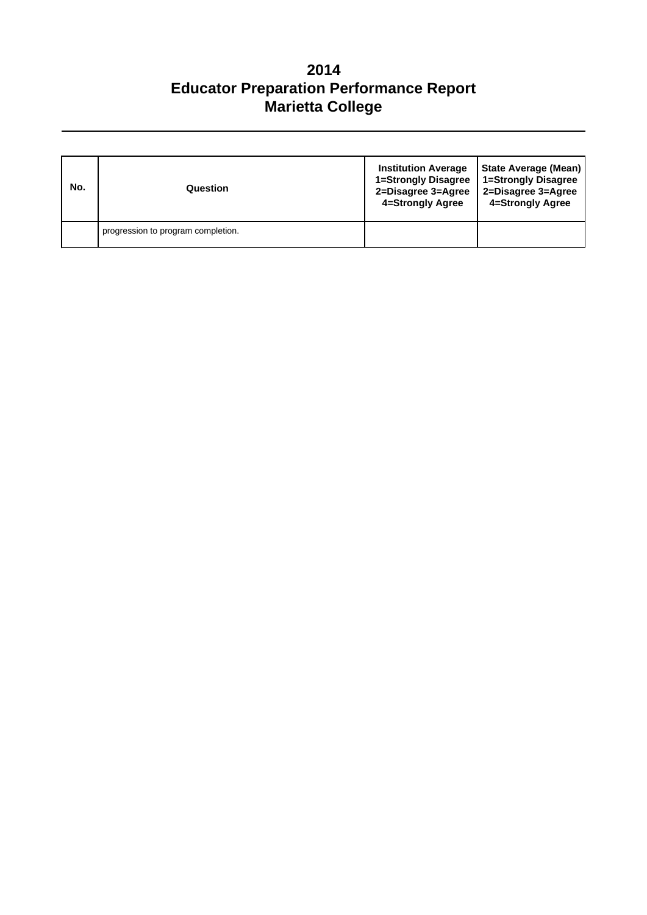# 2014
# Educator Preparation Performance Report
# Marietta College

| No. | Question | Institution Average 1=Strongly Disagree 2=Disagree 3=Agree 4=Strongly Agree | State Average (Mean) 1=Strongly Disagree 2=Disagree 3=Agree 4=Strongly Agree |
|---|---|---|---|
| | progression to program completion. | | |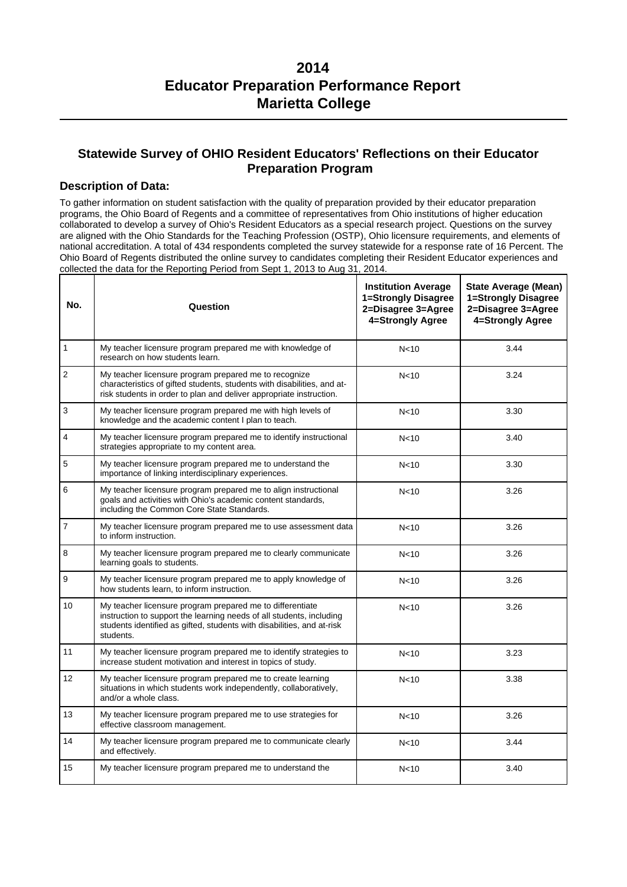# 2014
# Educator Preparation Performance Report
# Marietta College

## Statewide Survey of OHIO Resident Educators' Reflections on their Educator Preparation Program

### Description of Data:

To gather information on student satisfaction with the quality of preparation provided by their educator preparation programs, the Ohio Board of Regents and a committee of representatives from Ohio institutions of higher education collaborated to develop a survey of Ohio's Resident Educators as a special research project. Questions on the survey are aligned with the Ohio Standards for the Teaching Profession (OSTP), Ohio licensure requirements, and elements of national accreditation. A total of 434 respondents completed the survey statewide for a response rate of 16 Percent. The Ohio Board of Regents distributed the online survey to candidates completing their Resident Educator experiences and collected the data for the Reporting Period from Sept 1, 2013 to Aug 31, 2014.

| No. | Question | Institution Average 1=Strongly Disagree 2=Disagree 3=Agree 4=Strongly Agree | State Average (Mean) 1=Strongly Disagree 2=Disagree 3=Agree 4=Strongly Agree |
|---|---|---|---|
| 1 | My teacher licensure program prepared me with knowledge of research on how students learn. | N<10 | 3.44 |
| 2 | My teacher licensure program prepared me to recognize characteristics of gifted students, students with disabilities, and at-risk students in order to plan and deliver appropriate instruction. | N<10 | 3.24 |
| 3 | My teacher licensure program prepared me with high levels of knowledge and the academic content I plan to teach. | N<10 | 3.30 |
| 4 | My teacher licensure program prepared me to identify instructional strategies appropriate to my content area. | N<10 | 3.40 |
| 5 | My teacher licensure program prepared me to understand the importance of linking interdisciplinary experiences. | N<10 | 3.30 |
| 6 | My teacher licensure program prepared me to align instructional goals and activities with Ohio's academic content standards, including the Common Core State Standards. | N<10 | 3.26 |
| 7 | My teacher licensure program prepared me to use assessment data to inform instruction. | N<10 | 3.26 |
| 8 | My teacher licensure program prepared me to clearly communicate learning goals to students. | N<10 | 3.26 |
| 9 | My teacher licensure program prepared me to apply knowledge of how students learn, to inform instruction. | N<10 | 3.26 |
| 10 | My teacher licensure program prepared me to differentiate instruction to support the learning needs of all students, including students identified as gifted, students with disabilities, and at-risk students. | N<10 | 3.26 |
| 11 | My teacher licensure program prepared me to identify strategies to increase student motivation and interest in topics of study. | N<10 | 3.23 |
| 12 | My teacher licensure program prepared me to create learning situations in which students work independently, collaboratively, and/or a whole class. | N<10 | 3.38 |
| 13 | My teacher licensure program prepared me to use strategies for effective classroom management. | N<10 | 3.26 |
| 14 | My teacher licensure program prepared me to communicate clearly and effectively. | N<10 | 3.44 |
| 15 | My teacher licensure program prepared me to understand the | N<10 | 3.40 |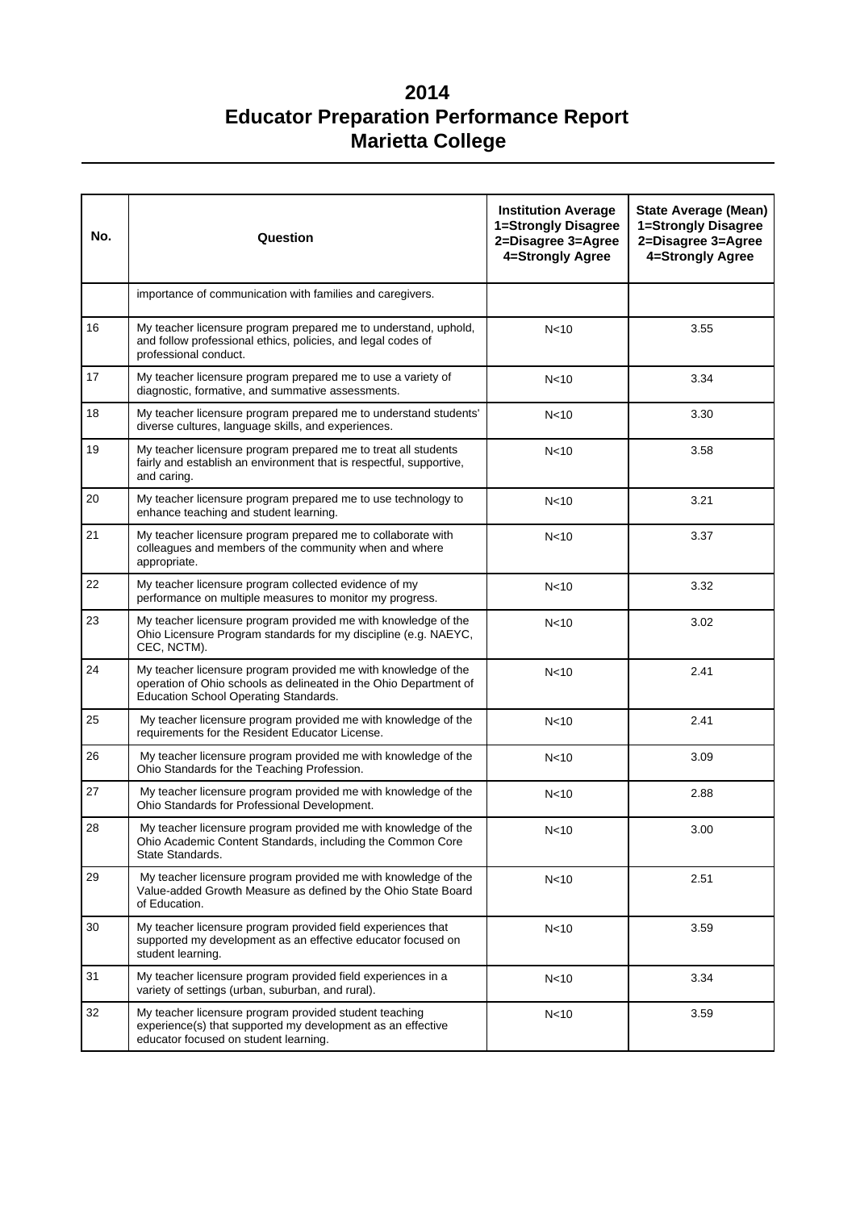# 2014
# Educator Preparation Performance Report
# Marietta College

| No. | Question | Institution Average 1=Strongly Disagree 2=Disagree 3=Agree 4=Strongly Agree | State Average (Mean) 1=Strongly Disagree 2=Disagree 3=Agree 4=Strongly Agree |
|---|---|---|---|
| | importance of communication with families and caregivers. | | |
| 16 | My teacher licensure program prepared me to understand, uphold, and follow professional ethics, policies, and legal codes of professional conduct. | N<10 | 3.55 |
| 17 | My teacher licensure program prepared me to use a variety of diagnostic, formative, and summative assessments. | N<10 | 3.34 |
| 18 | My teacher licensure program prepared me to understand students' diverse cultures, language skills, and experiences. | N<10 | 3.30 |
| 19 | My teacher licensure program prepared me to treat all students fairly and establish an environment that is respectful, supportive, and caring. | N<10 | 3.58 |
| 20 | My teacher licensure program prepared me to use technology to enhance teaching and student learning. | N<10 | 3.21 |
| 21 | My teacher licensure program prepared me to collaborate with colleagues and members of the community when and where appropriate. | N<10 | 3.37 |
| 22 | My teacher licensure program collected evidence of my performance on multiple measures to monitor my progress. | N<10 | 3.32 |
| 23 | My teacher licensure program provided me with knowledge of the Ohio Licensure Program standards for my discipline (e.g. NAEYC, CEC, NCTM). | N<10 | 3.02 |
| 24 | My teacher licensure program provided me with knowledge of the operation of Ohio schools as delineated in the Ohio Department of Education School Operating Standards. | N<10 | 2.41 |
| 25 | My teacher licensure program provided me with knowledge of the requirements for the Resident Educator License. | N<10 | 2.41 |
| 26 | My teacher licensure program provided me with knowledge of the Ohio Standards for the Teaching Profession. | N<10 | 3.09 |
| 27 | My teacher licensure program provided me with knowledge of the Ohio Standards for Professional Development. | N<10 | 2.88 |
| 28 | My teacher licensure program provided me with knowledge of the Ohio Academic Content Standards, including the Common Core State Standards. | N<10 | 3.00 |
| 29 | My teacher licensure program provided me with knowledge of the Value-added Growth Measure as defined by the Ohio State Board of Education. | N<10 | 2.51 |
| 30 | My teacher licensure program provided field experiences that supported my development as an effective educator focused on student learning. | N<10 | 3.59 |
| 31 | My teacher licensure program provided field experiences in a variety of settings (urban, suburban, and rural). | N<10 | 3.34 |
| 32 | My teacher licensure program provided student teaching experience(s) that supported my development as an effective educator focused on student learning. | N<10 | 3.59 |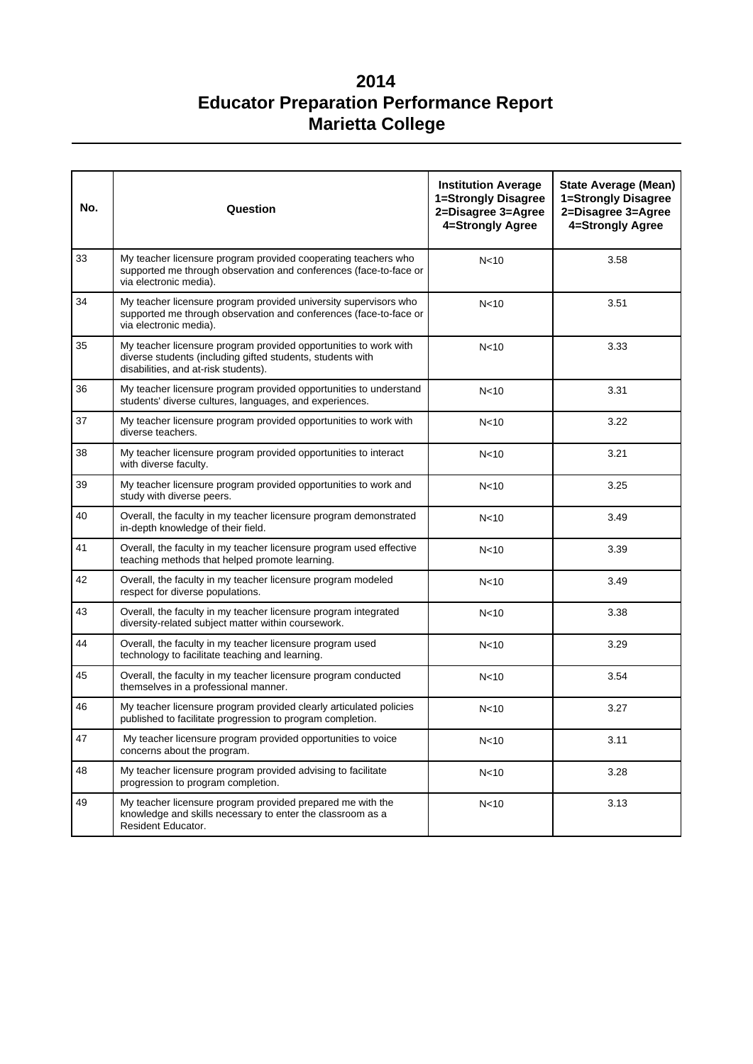# 2014
# Educator Preparation Performance Report
# Marietta College

| No. | Question | Institution Average 1=Strongly Disagree 2=Disagree 3=Agree 4=Strongly Agree | State Average (Mean) 1=Strongly Disagree 2=Disagree 3=Agree 4=Strongly Agree |
|---|---|---|---|
| 33 | My teacher licensure program provided cooperating teachers who supported me through observation and conferences (face-to-face or via electronic media). | N<10 | 3.58 |
| 34 | My teacher licensure program provided university supervisors who supported me through observation and conferences (face-to-face or via electronic media). | N<10 | 3.51 |
| 35 | My teacher licensure program provided opportunities to work with diverse students (including gifted students, students with disabilities, and at-risk students). | N<10 | 3.33 |
| 36 | My teacher licensure program provided opportunities to understand students' diverse cultures, languages, and experiences. | N<10 | 3.31 |
| 37 | My teacher licensure program provided opportunities to work with diverse teachers. | N<10 | 3.22 |
| 38 | My teacher licensure program provided opportunities to interact with diverse faculty. | N<10 | 3.21 |
| 39 | My teacher licensure program provided opportunities to work and study with diverse peers. | N<10 | 3.25 |
| 40 | Overall, the faculty in my teacher licensure program demonstrated in-depth knowledge of their field. | N<10 | 3.49 |
| 41 | Overall, the faculty in my teacher licensure program used effective teaching methods that helped promote learning. | N<10 | 3.39 |
| 42 | Overall, the faculty in my teacher licensure program modeled respect for diverse populations. | N<10 | 3.49 |
| 43 | Overall, the faculty in my teacher licensure program integrated diversity-related subject matter within coursework. | N<10 | 3.38 |
| 44 | Overall, the faculty in my teacher licensure program used technology to facilitate teaching and learning. | N<10 | 3.29 |
| 45 | Overall, the faculty in my teacher licensure program conducted themselves in a professional manner. | N<10 | 3.54 |
| 46 | My teacher licensure program provided clearly articulated policies published to facilitate progression to program completion. | N<10 | 3.27 |
| 47 | My teacher licensure program provided opportunities to voice concerns about the program. | N<10 | 3.11 |
| 48 | My teacher licensure program provided advising to facilitate progression to program completion. | N<10 | 3.28 |
| 49 | My teacher licensure program provided prepared me with the knowledge and skills necessary to enter the classroom as a Resident Educator. | N<10 | 3.13 |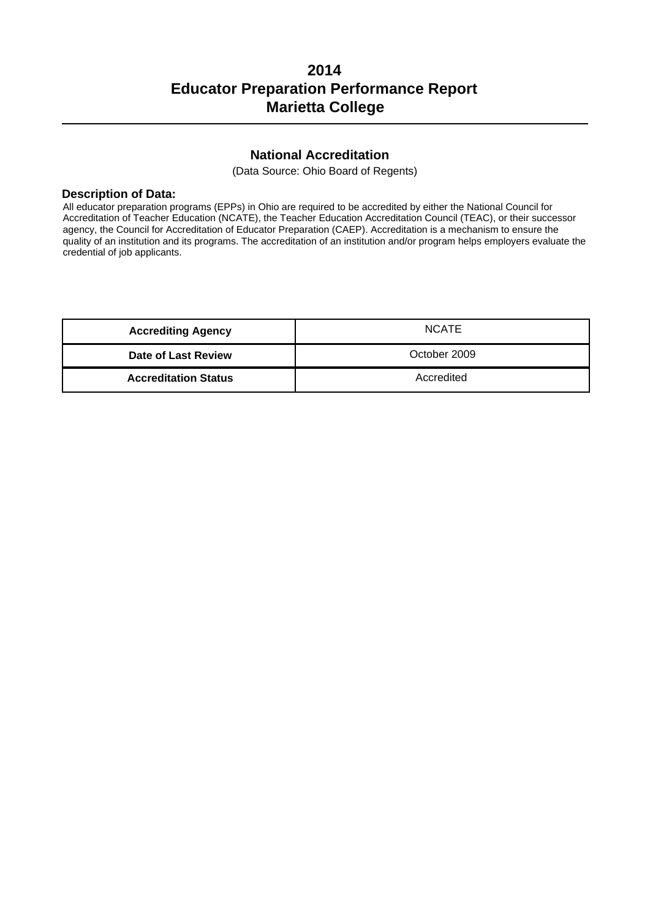# 2014
# Educator Preparation Performance Report
# Marietta College

## National Accreditation

(Data Source: Ohio Board of Regents)

### Description of Data:

All educator preparation programs (EPPs) in Ohio are required to be accredited by either the National Council for Accreditation of Teacher Education (NCATE), the Teacher Education Accreditation Council (TEAC), or their successor agency, the Council for Accreditation of Educator Preparation (CAEP). Accreditation is a mechanism to ensure the quality of an institution and its programs. The accreditation of an institution and/or program helps employers evaluate the credential of job applicants.

| | |
|---|---|
| **Accrediting Agency** | NCATE |
| **Date of Last Review** | October 2009 |
| **Accreditation Status** | Accredited |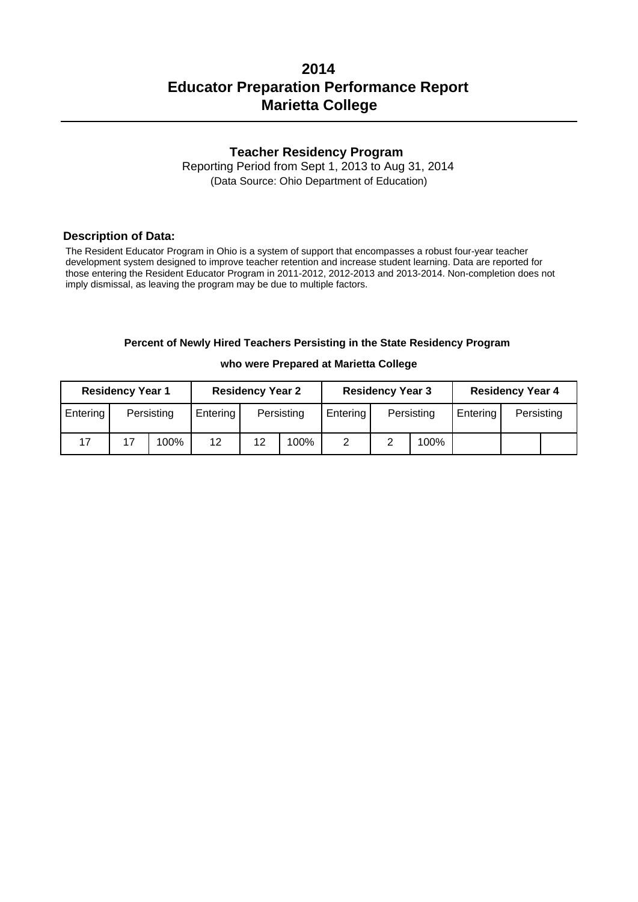# 2014
# Educator Preparation Performance Report
# Marietta College

## Teacher Residency Program

Reporting Period from Sept 1, 2013 to Aug 31, 2014

(Data Source: Ohio Department of Education)

### Description of Data:

The Resident Educator Program in Ohio is a system of support that encompasses a robust four-year teacher development system designed to improve teacher retention and increase student learning. Data are reported for those entering the Resident Educator Program in 2011-2012, 2012-2013 and 2013-2014. Non-completion does not imply dismissal, as leaving the program may be due to multiple factors.

**Percent of Newly Hired Teachers Persisting in the State Residency Program**

**who were Prepared at Marietta College**

| Residency Year 1 | | | Residency Year 2 | | | Residency Year 3 | | | Residency Year 4 | | |
|---|---|---|---|---|---|---|---|---|---|---|---|
| Entering | Persisting | | Entering | Persisting | | Entering | Persisting | | Entering | Persisting | |
| 17 | 17 | 100% | 12 | 12 | 100% | 2 | 2 | 100% | | | |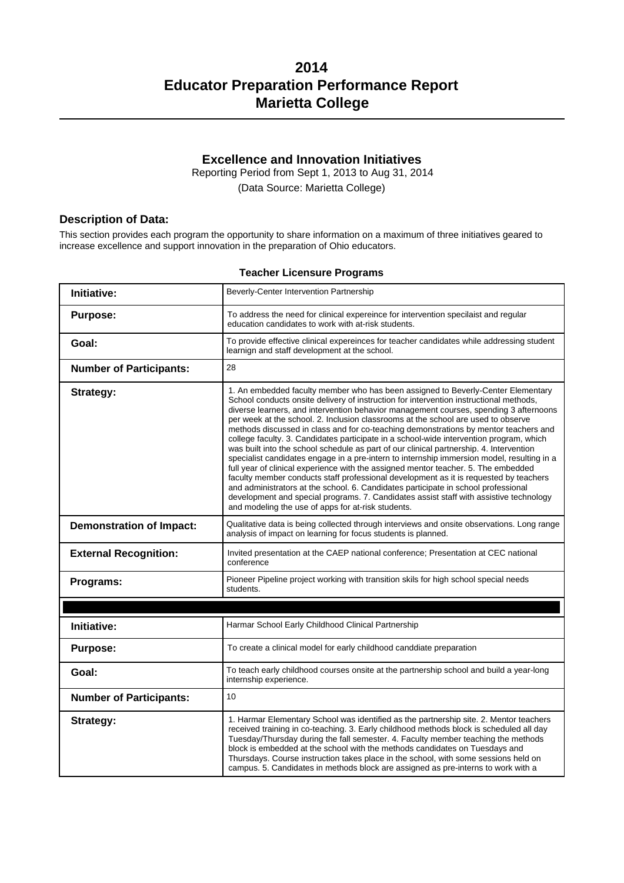# 2014
# Educator Preparation Performance Report
# Marietta College

## Excellence and Innovation Initiatives

Reporting Period from Sept 1, 2013 to Aug 31, 2014

(Data Source: Marietta College)

### Description of Data:

This section provides each program the opportunity to share information on a maximum of three initiatives geared to increase excellence and support innovation in the preparation of Ohio educators.

**Teacher Licensure Programs**

| | |
|---|---|
| **Initiative:** | Beverly-Center Intervention Partnership |
| **Purpose:** | To address the need for clinical expereince for intervention specilaist and regular education candidates to work with at-risk students. |
| **Goal:** | To provide effective clinical expereinces for teacher candidates while addressing student learnign and staff development at the school. |
| **Number of Participants:** | 28 |
| **Strategy:** | 1. An embedded faculty member who has been assigned to Beverly-Center Elementary School conducts onsite delivery of instruction for intervention instructional methods, diverse learners, and intervention behavior management courses, spending 3 afternoons per week at the school. 2. Inclusion classrooms at the school are used to observe methods discussed in class and for co-teaching demonstrations by mentor teachers and college faculty. 3. Candidates participate in a school-wide intervention program, which was built into the school schedule as part of our clinical partnership. 4. Intervention specialist candidates engage in a pre-intern to internship immersion model, resulting in a full year of clinical experience with the assigned mentor teacher. 5. The embedded faculty member conducts staff professional development as it is requested by teachers and administrators at the school. 6. Candidates participate in school professional development and special programs. 7. Candidates assist staff with assistive technology and modeling the use of apps for at-risk students. |
| **Demonstration of Impact:** | Qualitative data is being collected through interviews and onsite observations. Long range analysis of impact on learning for focus students is planned. |
| **External Recognition:** | Invited presentation at the CAEP national conference; Presentation at CEC national conference |
| **Programs:** | Pioneer Pipeline project working with transition skils for high school special needs students. |
| | |
| **Initiative:** | Harmar School Early Childhood Clinical Partnership |
| **Purpose:** | To create a clinical model for early childhood canddiate preparation |
| **Goal:** | To teach early childhood courses onsite at the partnership school and build a year-long internship experience. |
| **Number of Participants:** | 10 |
| **Strategy:** | 1. Harmar Elementary School was identified as the partnership site. 2. Mentor teachers received training in co-teaching. 3. Early childhood methods block is scheduled all day Tuesday/Thursday during the fall semester. 4. Faculty member teaching the methods block is embedded at the school with the methods candidates on Tuesdays and Thursdays. Course instruction takes place in the school, with some sessions held on campus. 5. Candidates in methods block are assigned as pre-interns to work with a |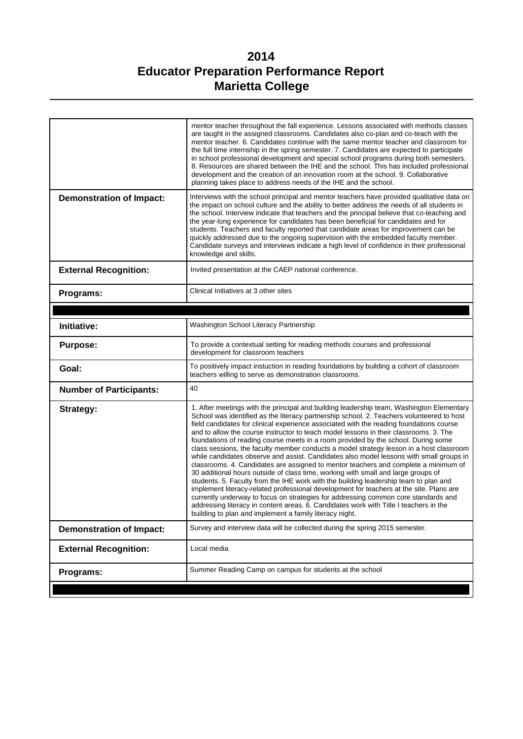# 2014
# Educator Preparation Performance Report
# Marietta College

| | |
|---|---|
| | mentor teacher throughout the fall experience. Lessons associated with methods classes are taught in the assigned classrooms. Candidates also co-plan and co-teach with the mentor teacher. 6. Candidates continue with the same mentor teacher and classroom for the full time internship in the spring semester. 7. Candidates are expected to participate in school professional development and special school programs during both semesters. 8. Resources are shared between the IHE and the school. This has included professional development and the creation of an innovation room at the school. 9. Collaborative planning takes place to address needs of the IHE and the school. |
| **Demonstration of Impact:** | Interviews with the school principal and mentor teachers have provided qualitative data on the impact on school culture and the ability to better address the needs of all students in the school. Interview indicate that teachers and the principal believe that co-teaching and the year-long experience for candidates has been beneficial for candidates and for students. Teachers and faculty reported that candidate areas for improvement can be quickly addressed due to the ongoing supervision with the embedded faculty member. Candidate surveys and interviews indicate a high level of confidence in their professional knowledge and skills. |
| **External Recognition:** | Invited presentation at the CAEP national conference. |
| **Programs:** | Clinical Initiatives at 3 other sites |

| | |
|---|---|
| **Initiative:** | Washington School Literacy Partnership |
| **Purpose:** | To provide a contextual setting for reading methods courses and professional development for classroom teachers |
| **Goal:** | To positively impact instuction in reading foundations by building a cohort of classroom teachers willing to serve as demonstration classrooms. |
| **Number of Participants:** | 40 |
| **Strategy:** | 1. After meetings with the principal and building leadership team, Washington Elementary School was identified as the literacy partnership school. 2. Teachers volunteered to host field candidates for clinical experience associated with the reading foundations course and to allow the course instructor to teach model lessons in their classrooms. 3. The foundations of reading course meets in a room provided by the school. During some class sessions, the faculty member conducts a model strategy lesson in a host classroom while candidates observe and assist. Candidates also model lessons with small groups in classrooms. 4. Candidates are assigned to mentor teachers and complete a minimum of 30 additional hours outside of class time, working with small and large groups of students. 5. Faculty from the IHE work with the building leadership team to plan and implement literacy-related professional development for teachers at the site. Plans are currently underway to focus on strategies for addressing common core standards and addressing literacy in content areas. 6. Candidates work with Title I teachers in the building to plan and implement a family literacy night. |
| **Demonstration of Impact:** | Survey and interview data will be collected during the spring 2015 semester. |
| **External Recognition:** | Local media |
| **Programs:** | Summer Reading Camp on campus for students at the school |